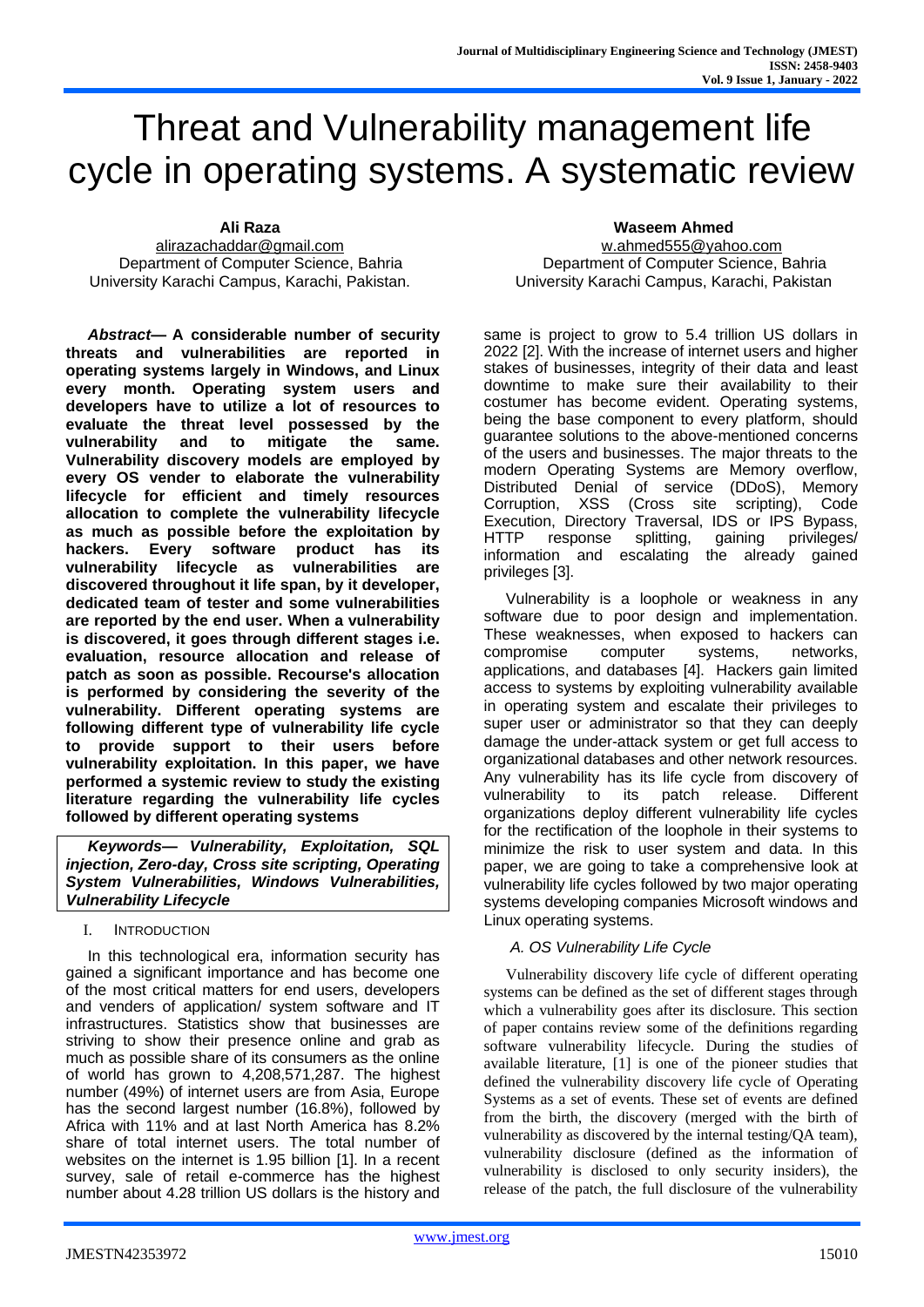# Threat and Vulnerability management life cycle in operating systems. A systematic review

**Ali Raza**
alirazachaddar@gmail.com
Department of Computer Science, Bahria University Karachi Campus, Karachi, Pakistan.

**Waseem Ahmed**
w.ahmed555@yahoo.com
Department of Computer Science, Bahria University Karachi Campus, Karachi, Pakistan

***Abstract*— A considerable number of security threats and vulnerabilities are reported in operating systems largely in Windows, and Linux every month. Operating system users and developers have to utilize a lot of resources to evaluate the threat level possessed by the vulnerability and to mitigate the same. Vulnerability discovery models are employed by every OS vender to elaborate the vulnerability lifecycle for efficient and timely resources allocation to complete the vulnerability lifecycle as much as possible before the exploitation by hackers. Every software product has its vulnerability lifecycle as vulnerabilities are discovered throughout it life span, by it developer, dedicated team of tester and some vulnerabilities are reported by the end user. When a vulnerability is discovered, it goes through different stages i.e. evaluation, resource allocation and release of patch as soon as possible. Recourse's allocation is performed by considering the severity of the vulnerability. Different operating systems are following different type of vulnerability life cycle to provide support to their users before vulnerability exploitation. In this paper, we have performed a systemic review to study the existing literature regarding the vulnerability life cycles followed by different operating systems**

***Keywords— Vulnerability, Exploitation, SQL injection, Zero-day, Cross site scripting, Operating System Vulnerabilities, Windows Vulnerabilities, Vulnerability Lifecycle***

## I. Introduction

In this technological era, information security has gained a significant importance and has become one of the most critical matters for end users, developers and venders of application/ system software and IT infrastructures. Statistics show that businesses are striving to show their presence online and grab as much as possible share of its consumers as the online of world has grown to 4,208,571,287. The highest number (49%) of internet users are from Asia, Europe has the second largest number (16.8%), followed by Africa with 11% and at last North America has 8.2% share of total internet users. The total number of websites on the internet is 1.95 billion [1]. In a recent survey, sale of retail e-commerce has the highest number about 4.28 trillion US dollars is the history and same is project to grow to 5.4 trillion US dollars in 2022 [2]. With the increase of internet users and higher stakes of businesses, integrity of their data and least downtime to make sure their availability to their costumer has become evident. Operating systems, being the base component to every platform, should guarantee solutions to the above-mentioned concerns of the users and businesses. The major threats to the modern Operating Systems are Memory overflow, Distributed Denial of service (DDoS), Memory Corruption, XSS (Cross site scripting), Code Execution, Directory Traversal, IDS or IPS Bypass, HTTP response splitting, gaining privileges/ information and escalating the already gained privileges [3].

Vulnerability is a loophole or weakness in any software due to poor design and implementation. These weaknesses, when exposed to hackers can compromise computer systems, networks, applications, and databases [4]. Hackers gain limited access to systems by exploiting vulnerability available in operating system and escalate their privileges to super user or administrator so that they can deeply damage the under-attack system or get full access to organizational databases and other network resources. Any vulnerability has its life cycle from discovery of vulnerability to its patch release. Different organizations deploy different vulnerability life cycles for the rectification of the loophole in their systems to minimize the risk to user system and data. In this paper, we are going to take a comprehensive look at vulnerability life cycles followed by two major operating systems developing companies Microsoft windows and Linux operating systems.

### *A. OS Vulnerability Life Cycle*

Vulnerability discovery life cycle of different operating systems can be defined as the set of different stages through which a vulnerability goes after its disclosure. This section of paper contains review some of the definitions regarding software vulnerability lifecycle. During the studies of available literature, [1] is one of the pioneer studies that defined the vulnerability discovery life cycle of Operating Systems as a set of events. These set of events are defined from the birth, the discovery (merged with the birth of vulnerability as discovered by the internal testing/QA team), vulnerability disclosure (defined as the information of vulnerability is disclosed to only security insiders), the release of the patch, the full disclosure of the vulnerability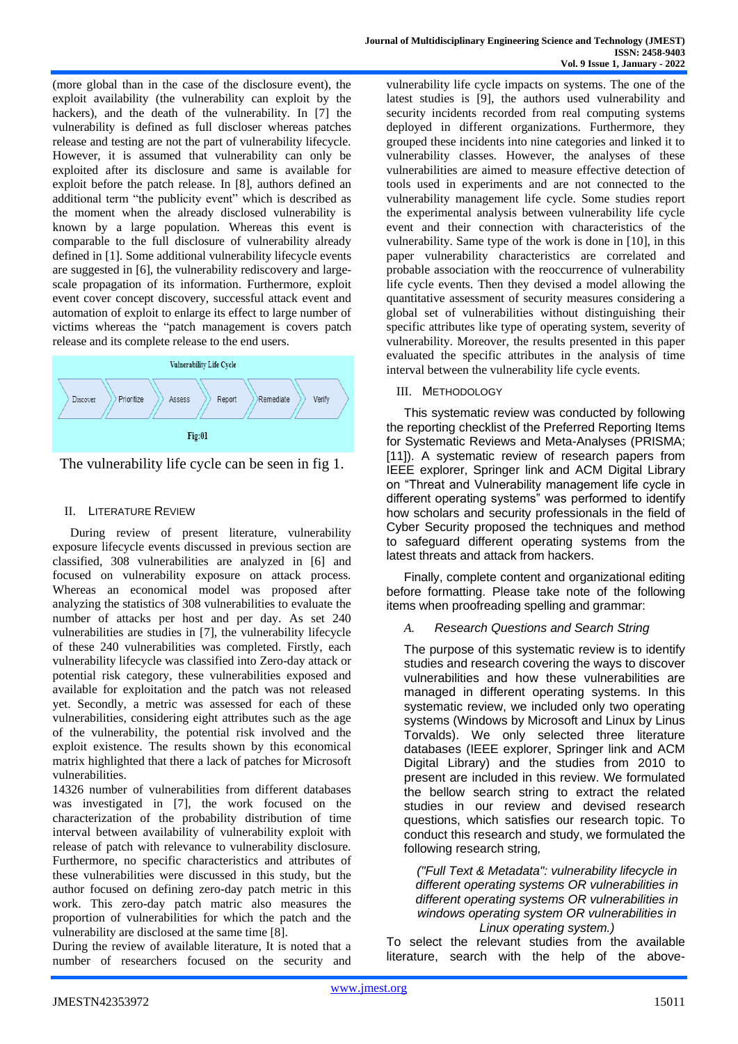(more global than in the case of the disclosure event), the exploit availability (the vulnerability can exploit by the hackers), and the death of the vulnerability. In [7] the vulnerability is defined as full discleser whereas patches release and testing are not the part of vulnerability lifecycle. However, it is assumed that vulnerability can only be exploited after its disclosure and same is available for exploit before the patch release. In [8], authors defined an additional term "the publicity event" which is described as the moment when the already disclosed vulnerability is known by a large population. Whereas this event is comparable to the full disclosure of vulnerability already defined in [1]. Some additional vulnerability lifecycle events are suggested in [6], the vulnerability rediscovery and large-scale propagation of its information. Furthermore, exploit event cover concept discovery, successful attack event and automation of exploit to enlarge its effect to large number of victims whereas the "patch management is covers patch release and its complete release to the end users.

Vulnerability Life Cycle

Discover → Prioritize → Assess → Report → Remediate → Verify

Fig:01

The vulnerability life cycle can be seen in fig 1.

## II. Literature Review

During review of present literature, vulnerability exposure lifecycle events discussed in previous section are classified, 308 vulnerabilities are analyzed in [6] and focused on vulnerability exposure on attack process. Whereas an economical model was proposed after analyzing the statistics of 308 vulnerabilities to evaluate the number of attacks per host and per day. As set 240 vulnerabilities are studies in [7], the vulnerability lifecycle of these 240 vulnerabilities was completed. Firstly, each vulnerability lifecycle was classified into Zero-day attack or potential risk category, these vulnerabilities exposed and available for exploitation and the patch was not released yet. Secondly, a metric was assessed for each of these vulnerabilities, considering eight attributes such as the age of the vulnerability, the potential risk involved and the exploit existence. The results shown by this economical matrix highlighted that there a lack of patches for Microsoft vulnerabilities.

14326 number of vulnerabilities from different databases was investigated in [7], the work focused on the characterization of the probability distribution of time interval between availability of vulnerability exploit with release of patch with relevance to vulnerability disclosure. Furthermore, no specific characteristics and attributes of these vulnerabilities were discussed in this study, but the author focused on defining zero-day patch metric in this work. This zero-day patch matric also measures the proportion of vulnerabilities for which the patch and the vulnerability are disclosed at the same time [8].

During the review of available literature, It is noted that a number of researchers focused on the security and vulnerability life cycle impacts on systems. The one of the latest studies is [9], the authors used vulnerability and security incidents recorded from real computing systems deployed in different organizations. Furthermore, they grouped these incidents into nine categories and linked it to vulnerability classes. However, the analyses of these vulnerabilities are aimed to measure effective detection of tools used in experiments and are not connected to the vulnerability management life cycle. Some studies report the experimental analysis between vulnerability life cycle event and their connection with characteristics of the vulnerability. Same type of the work is done in [10], in this paper vulnerability characteristics are correlated and probable association with the reoccurrence of vulnerability life cycle events. Then they devised a model allowing the quantitative assessment of security measures considering a global set of vulnerabilities without distinguishing their specific attributes like type of operating system, severity of vulnerability. Moreover, the results presented in this paper evaluated the specific attributes in the analysis of time interval between the vulnerability life cycle events.

## III. Methodology

This systematic review was conducted by following the reporting checklist of the Preferred Reporting Items for Systematic Reviews and Meta-Analyses (PRISMA; [11]). A systematic review of research papers from IEEE explorer, Springer link and ACM Digital Library on "Threat and Vulnerability management life cycle in different operating systems" was performed to identify how scholars and security professionals in the field of Cyber Security proposed the techniques and method to safeguard different operating systems from the latest threats and attack from hackers.

Finally, complete content and organizational editing before formatting. Please take note of the following items when proofreading spelling and grammar:

### *A. Research Questions and Search String*

The purpose of this systematic review is to identify studies and research covering the ways to discover vulnerabilities and how these vulnerabilities are managed in different operating systems. In this systematic review, we included only two operating systems (Windows by Microsoft and Linux by Linus Torvalds). We only selected three literature databases (IEEE explorer, Springer link and ACM Digital Library) and the studies from 2010 to present are included in this review. We formulated the bellow search string to extract the related studies in our review and devised research questions, which satisfies our research topic. To conduct this research and study, we formulated the following research string,

*("Full Text & Metadata": vulnerability lifecycle in different operating systems OR vulnerabilities in different operating systems OR vulnerabilities in windows operating system OR vulnerabilities in Linux operating system.)*

To select the relevant studies from the available literature, search with the help of the above-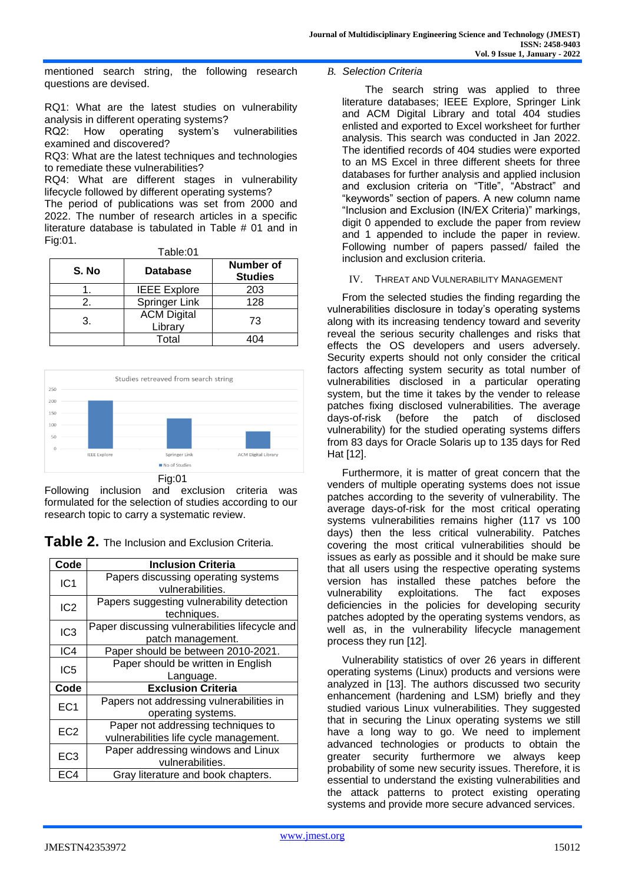mentioned search string, the following research questions are devised.

RQ1: What are the latest studies on vulnerability analysis in different operating systems?
RQ2: How operating system's vulnerabilities examined and discovered?
RQ3: What are the latest techniques and technologies to remediate these vulnerabilities?
RQ4: What are different stages in vulnerability lifecycle followed by different operating systems?
The period of publications was set from 2000 and 2022. The number of research articles in a specific literature database is tabulated in Table # 01 and in Fig:01.

Table:01

| S. No | Database | Number of Studies |
|---|---|---|
| 1. | IEEE Explore | 203 |
| 2. | Springer Link | 128 |
| 3. | ACM Digital Library | 73 |
| | Total | 404 |

Fig:01

Following inclusion and exclusion criteria was formulated for the selection of studies according to our research topic to carry a systematic review.

**Table 2.** The Inclusion and Exclusion Criteria.

| Code | Inclusion Criteria |
|---|---|
| IC1 | Papers discussing operating systems vulnerabilities. |
| IC2 | Papers suggesting vulnerability detection techniques. |
| IC3 | Paper discussing vulnerabilities lifecycle and patch management. |
| IC4 | Paper should be between 2010-2021. |
| IC5 | Paper should be written in English Language. |
| **Code** | **Exclusion Criteria** |
| EC1 | Papers not addressing vulnerabilities in operating systems. |
| EC2 | Paper not addressing techniques to vulnerabilities life cycle management. |
| EC3 | Paper addressing windows and Linux vulnerabilities. |
| EC4 | Gray literature and book chapters. |

### *B. Selection Criteria*

The search string was applied to three literature databases; IEEE Explore, Springer Link and ACM Digital Library and total 404 studies enlisted and exported to Excel worksheet for further analysis. This search was conducted in Jan 2022. The identified records of 404 studies were exported to an MS Excel in three different sheets for three databases for further analysis and applied inclusion and exclusion criteria on "Title", "Abstract" and "keywords" section of papers. A new column name "Inclusion and Exclusion (IN/EX Criteria)" markings, digit 0 appended to exclude the paper from review and 1 appended to include the paper in review. Following number of papers passed/ failed the inclusion and exclusion criteria.

## IV. Threat and Vulnerability Management

From the selected studies the finding regarding the vulnerabilities disclosure in today's operating systems along with its increasing tendency toward and severity reveal the serious security challenges and risks that effects the OS developers and users adversely. Security experts should not only consider the critical factors affecting system security as total number of vulnerabilities disclosed in a particular operating system, but the time it takes by the vender to release patches fixing disclosed vulnerabilities. The average days-of-risk (before the patch of disclosed vulnerability) for the studied operating systems differs from 83 days for Oracle Solaris up to 135 days for Red Hat [12].

Furthermore, it is matter of great concern that the venders of multiple operating systems does not issue patches according to the severity of vulnerability. The average days-of-risk for the most critical operating systems vulnerabilities remains higher (117 vs 100 days) then the less critical vulnerability. Patches covering the most critical vulnerabilities should be issues as early as possible and it should be make sure that all users using the respective operating systems version has installed these patches before the vulnerability exploitations. The fact exposes deficiencies in the policies for developing security patches adopted by the operating systems vendors, as well as, in the vulnerability lifecycle management process they run [12].

Vulnerability statistics of over 26 years in different operating systems (Linux) products and versions were analyzed in [13]. The authors discussed two security enhancement (hardening and LSM) briefly and they studied various Linux vulnerabilities. They suggested that in securing the Linux operating systems we still have a long way to go. We need to implement advanced technologies or products to obtain the greater security furthermore we always keep probability of some new security issues. Therefore, it is essential to understand the existing vulnerabilities and the attack patterns to protect existing operating systems and provide more secure advanced services.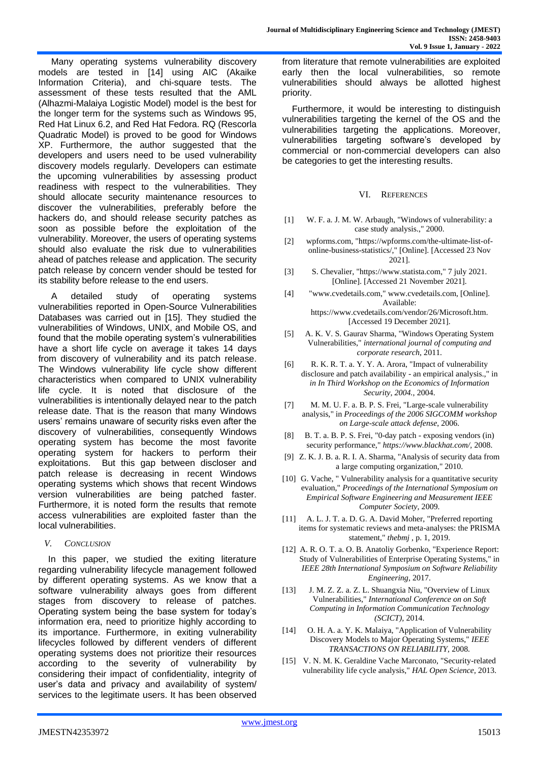Many operating systems vulnerability discovery models are tested in [14] using AIC (Akaike Information Criteria), and chi-square tests. The assessment of these tests resulted that the AML (Alhazmi-Malaiya Logistic Model) model is the best for the longer term for the systems such as Windows 95, Red Hat Linux 6.2, and Red Hat Fedora. RQ (Rescorla Quadratic Model) is proved to be good for Windows XP. Furthermore, the author suggested that the developers and users need to be used vulnerability discovery models regularly. Developers can estimate the upcoming vulnerabilities by assessing product readiness with respect to the vulnerabilities. They should allocate security maintenance resources to discover the vulnerabilities, preferably before the hackers do, and should release security patches as soon as possible before the exploitation of the vulnerability. Moreover, the users of operating systems should also evaluate the risk due to vulnerabilities ahead of patches release and application. The security patch release by concern vender should be tested for its stability before release to the end users.

A detailed study of operating systems vulnerabilities reported in Open-Source Vulnerabilities Databases was carried out in [15]. They studied the vulnerabilities of Windows, UNIX, and Mobile OS, and found that the mobile operating system's vulnerabilities have a short life cycle on average it takes 14 days from discovery of vulnerability and its patch release. The Windows vulnerability life cycle show different characteristics when compared to UNIX vulnerability life cycle. It is noted that disclosure of the vulnerabilities is intentionally delayed near to the patch release date. That is the reason that many Windows users' remains unaware of security risks even after the discovery of vulnerabilities, consequently Windows operating system has become the most favorite operating system for hackers to perform their exploitations. But this gap between discloser and patch release is decreasing in recent Windows operating systems which shows that recent Windows version vulnerabilities are being patched faster. Furthermore, it is noted form the results that remote access vulnerabilities are exploited faster than the local vulnerabilities.

## V. *Conclusion*

In this paper, we studied the exiting literature regarding vulnerability lifecycle management followed by different operating systems. As we know that a software vulnerability always goes from different stages from discovery to release of patches. Operating system being the base system for today's information era, need to prioritize highly according to its importance. Furthermore, in exiting vulnerability lifecycles followed by different venders of different operating systems does not prioritize their resources according to the severity of vulnerability by considering their impact of confidentiality, integrity of user's data and privacy and availability of system/ services to the legitimate users. It has been observed from literature that remote vulnerabilities are exploited early then the local vulnerabilities, so remote vulnerabilities should always be allotted highest priority.

Furthermore, it would be interesting to distinguish vulnerabilities targeting the kernel of the OS and the vulnerabilities targeting the applications. Moreover, vulnerabilities targeting software's developed by commercial or non-commercial developers can also be categories to get the interesting results.

## VI. References

[1] W. F. a. J. M. W. Arbaugh, "Windows of vulnerability: a case study analysis.," 2000.

[2] wpforms.com, "https://wpforms.com/the-ultimate-list-of-online-business-statistics/," [Online]. [Accessed 23 Nov 2021].

[3] S. Chevalier, "https://www.statista.com," 7 july 2021. [Online]. [Accessed 21 November 2021].

[4] "www.cvedetails.com," www.cvedetails.com, [Online]. Available: https://www.cvedetails.com/vendor/26/Microsoft.htm. [Accessed 19 December 2021].

[5] A. K. V. S. Gaurav Sharma, "Windows Operating System Vulnerabilities," *international journal of computing and corporate research,* 2011.

[6] R. K. R. T. a. Y. Y. A. Arora, "Impact of vulnerability disclosure and patch availability - an empirical analysis.," in *in In Third Workshop on the Economics of Information Security, 2004.,* 2004.

[7] M. M. U. F. a. B. P. S. Frei, "Large-scale vulnerability analysis," in *Proceedings of the 2006 SIGCOMM workshop on Large-scale attack defense,* 2006.

[8] B. T. a. B. P. S. Frei, "0-day patch - exposing vendors (in) security performance," *https://www.blackhat.com/,* 2008.

[9] Z. K. J. B. a. R. I. A. Sharma, "Analysis of security data from a large computing organization," 2010.

[10] G. Vache, " Vulnerability analysis for a quantitative security evaluation," *Proceedings of the International Symposium on Empirical Software Engineering and Measurement IEEE Computer Society,* 2009.

[11] A. L. J. T. a. D. G. A. David Moher, "Preferred reporting items for systematic reviews and meta-analyses: the PRISMA statement," *thebmj* , p. 1, 2019.

[12] A. R. O. T. a. O. B. Anatoliy Gorbenko, "Experience Report: Study of Vulnerabilities of Enterprise Operating Systems," in *IEEE 28th International Symposium on Software Reliability Engineering*, 2017.

[13] J. M. Z. Z. a. Z. L. Shuangxia Niu, "Overview of Linux Vulnerabilities," *International Conference on on Soft Computing in Information Communication Technology (SCICT),* 2014.

[14] O. H. A. a. Y. K. Malaiya, "Application of Vulnerability Discovery Models to Major Operating Systems," *IEEE TRANSACTIONS ON RELIABILITY,* 2008.

[15] V. N. M. K. Geraldine Vache Marconato, "Security-related vulnerability life cycle analysis," *HAL Open Science,* 2013.